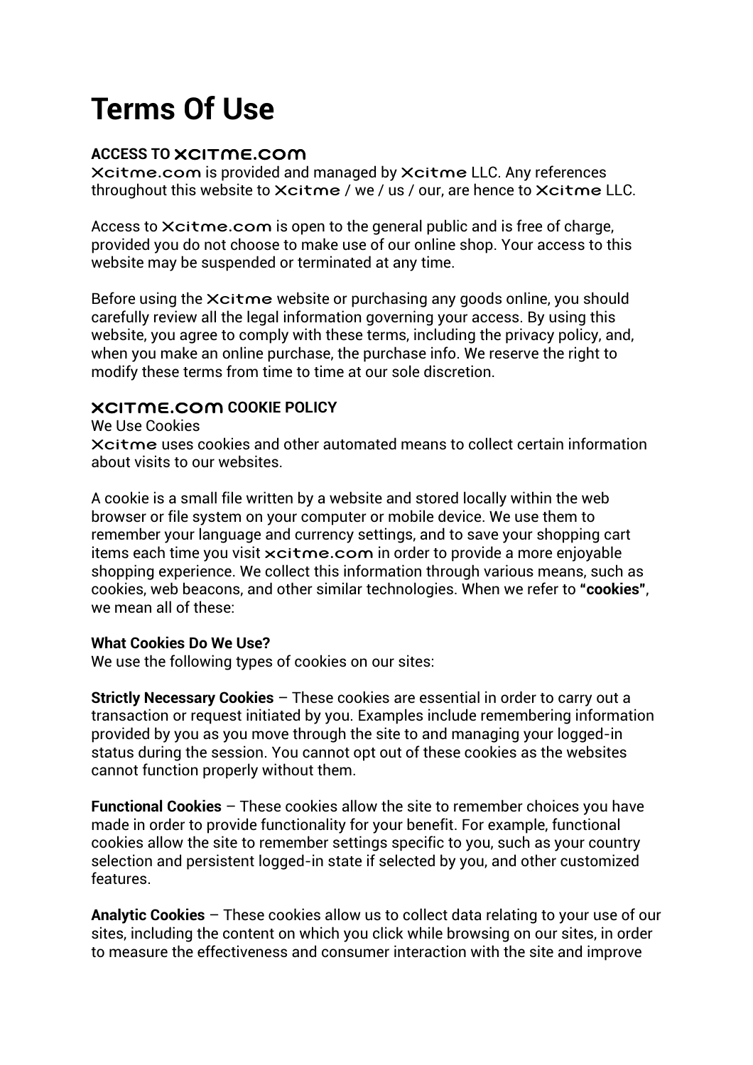# Terms Of Use

### ACCESS TO XCITME.COM

Xcitme.com is provided and managed by Xcitme LLC. Any references throughout this website to Xcitme / we / us / our, are hence to Xcitme LLC.

Access to Xcitme.com is open to the general public and is free of charge, provided you do not choose to make use of our online shop. Your access to this website may be suspended or terminated at any time.

Before using the Xcitme website or purchasing any goods online, you should carefully review all the legal information governing your access. By using this website, you agree to comply with these terms, including the privacy policy, and, when you make an online purchase, the purchase info. We reserve the right to modify these terms from time to time at our sole discretion.

### XCITME.COM COOKIE POLICY

We Use Cookies

Xcitme uses cookies and other automated means to collect certain information about visits to our websites.

A cookie is a small file written by a website and stored locally within the web browser or file system on your computer or mobile device. We use them to remember your language and currency settings, and to save your shopping cart items each time you visit xcitme.com in order to provide a more enjoyable shopping experience. We collect this information through various means, such as cookies, web beacons, and other similar technologies. When we refer to **"cookies"**, we mean all of these:

**What Cookies Do We Use?**

We use the following types of cookies on our sites:

**Strictly Necessary Cookies** – These cookies are essential in order to carry out a transaction or request initiated by you. Examples include remembering information provided by you as you move through the site to and managing your logged-in status during the session. You cannot opt out of these cookies as the websites cannot function properly without them.

**Functional Cookies** – These cookies allow the site to remember choices you have made in order to provide functionality for your benefit. For example, functional cookies allow the site to remember settings specific to you, such as your country selection and persistent logged-in state if selected by you, and other customized features.

**Analytic Cookies** – These cookies allow us to collect data relating to your use of our sites, including the content on which you click while browsing on our sites, in order to measure the effectiveness and consumer interaction with the site and improve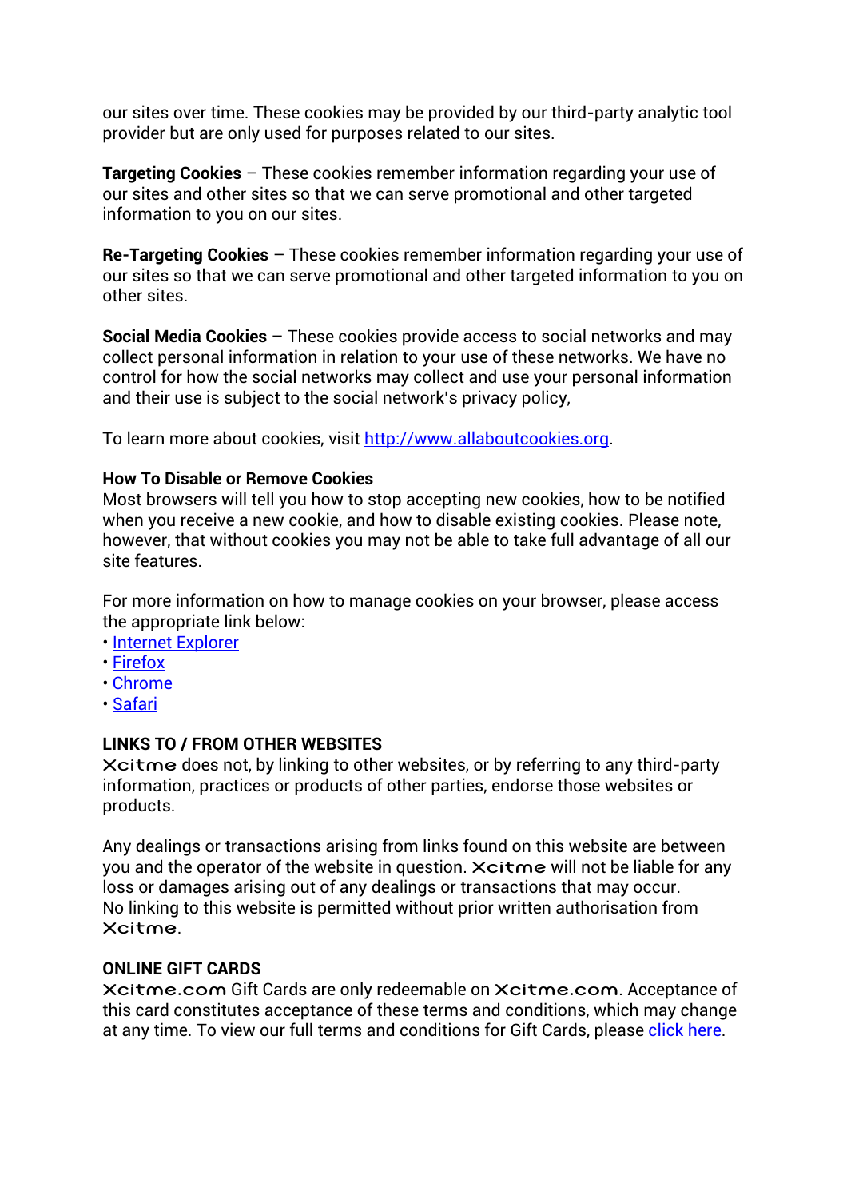our sites over time. These cookies may be provided by our third-party analytic tool provider but are only used for purposes related to our sites.

**Targeting Cookies** – These cookies remember information regarding your use of our sites and other sites so that we can serve promotional and other targeted information to you on our sites.

**Re-Targeting Cookies** – These cookies remember information regarding your use of our sites so that we can serve promotional and other targeted information to you on other sites.

**Social Media Cookies** – These cookies provide access to social networks and may collect personal information in relation to your use of these networks. We have no control for how the social networks may collect and use your personal information and their use is subject to the social network's privacy policy,

To learn more about cookies, visit [http://www.allaboutcookies.org](http://www.allaboutcookies.org).

**How To Disable or Remove Cookies**

Most browsers will tell you how to stop accepting new cookies, how to be notified when you receive a new cookie, and how to disable existing cookies. Please note, however, that without cookies you may not be able to take full advantage of all our site features.

For more information on how to manage cookies on your browser, please access the appropriate link below:

- Internet Explorer
- Firefox
- Chrome
- Safari

**LINKS TO / FROM OTHER WEBSITES**

Xcitme does not, by linking to other websites, or by referring to any third-party information, practices or products of other parties, endorse those websites or products.

Any dealings or transactions arising from links found on this website are between you and the operator of the website in question. Xcitme will not be liable for any loss or damages arising out of any dealings or transactions that may occur.
No linking to this website is permitted without prior written authorisation from Xcitme.

**ONLINE GIFT CARDS**

Xcitme.com Gift Cards are only redeemable on Xcitme.com. Acceptance of this card constitutes acceptance of these terms and conditions, which may change at any time. To view our full terms and conditions for Gift Cards, please click here.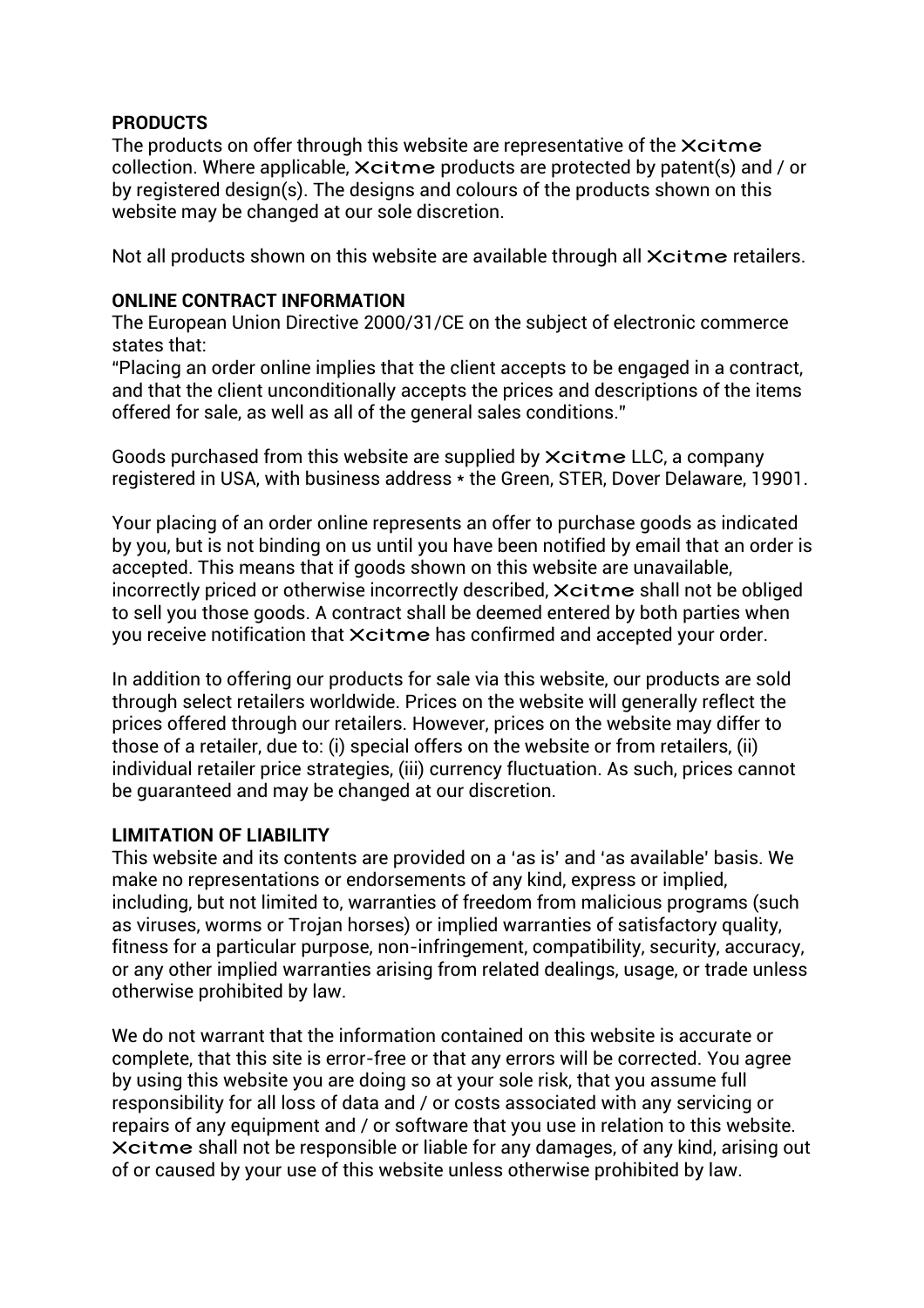**PRODUCTS**
The products on offer through this website are representative of the Xcitme collection. Where applicable, Xcitme products are protected by patent(s) and / or by registered design(s). The designs and colours of the products shown on this website may be changed at our sole discretion.

Not all products shown on this website are available through all Xcitme retailers.

**ONLINE CONTRACT INFORMATION**
The European Union Directive 2000/31/CE on the subject of electronic commerce states that:
"Placing an order online implies that the client accepts to be engaged in a contract, and that the client unconditionally accepts the prices and descriptions of the items offered for sale, as well as all of the general sales conditions."

Goods purchased from this website are supplied by Xcitme LLC, a company registered in USA, with business address * the Green, STER, Dover Delaware, 19901.

Your placing of an order online represents an offer to purchase goods as indicated by you, but is not binding on us until you have been notified by email that an order is accepted. This means that if goods shown on this website are unavailable, incorrectly priced or otherwise incorrectly described, Xcitme shall not be obliged to sell you those goods. A contract shall be deemed entered by both parties when you receive notification that Xcitme has confirmed and accepted your order.

In addition to offering our products for sale via this website, our products are sold through select retailers worldwide. Prices on the website will generally reflect the prices offered through our retailers. However, prices on the website may differ to those of a retailer, due to: (i) special offers on the website or from retailers, (ii) individual retailer price strategies, (iii) currency fluctuation. As such, prices cannot be guaranteed and may be changed at our discretion.

**LIMITATION OF LIABILITY**
This website and its contents are provided on a 'as is' and 'as available' basis. We make no representations or endorsements of any kind, express or implied, including, but not limited to, warranties of freedom from malicious programs (such as viruses, worms or Trojan horses) or implied warranties of satisfactory quality, fitness for a particular purpose, non-infringement, compatibility, security, accuracy, or any other implied warranties arising from related dealings, usage, or trade unless otherwise prohibited by law.

We do not warrant that the information contained on this website is accurate or complete, that this site is error-free or that any errors will be corrected. You agree by using this website you are doing so at your sole risk, that you assume full responsibility for all loss of data and / or costs associated with any servicing or repairs of any equipment and / or software that you use in relation to this website. Xcitme shall not be responsible or liable for any damages, of any kind, arising out of or caused by your use of this website unless otherwise prohibited by law.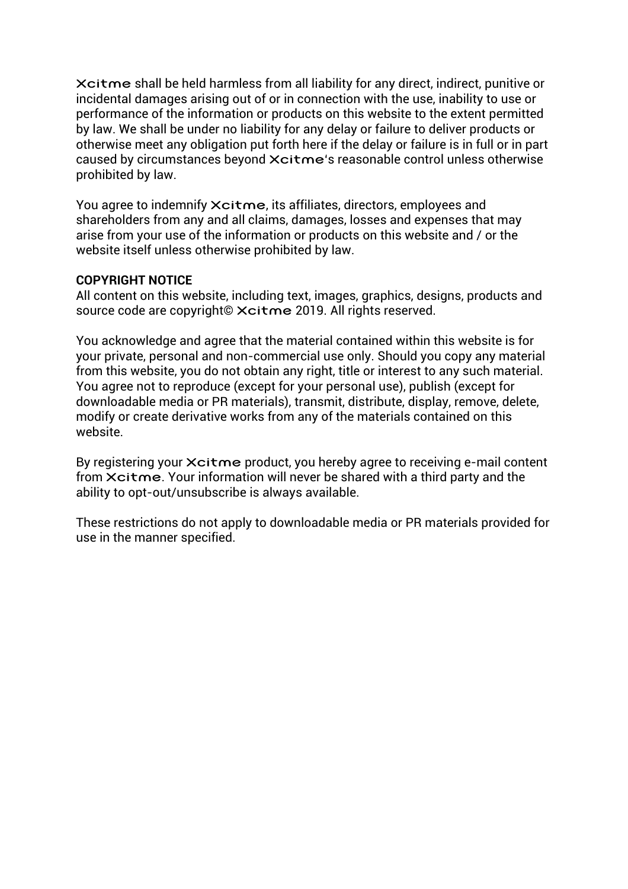Xcitme shall be held harmless from all liability for any direct, indirect, punitive or incidental damages arising out of or in connection with the use, inability to use or performance of the information or products on this website to the extent permitted by law. We shall be under no liability for any delay or failure to deliver products or otherwise meet any obligation put forth here if the delay or failure is in full or in part caused by circumstances beyond Xcitme's reasonable control unless otherwise prohibited by law.

You agree to indemnify Xcitme, its affiliates, directors, employees and shareholders from any and all claims, damages, losses and expenses that may arise from your use of the information or products on this website and / or the website itself unless otherwise prohibited by law.

**COPYRIGHT NOTICE**
All content on this website, including text, images, graphics, designs, products and source code are copyright© Xcitme 2019. All rights reserved.

You acknowledge and agree that the material contained within this website is for your private, personal and non-commercial use only. Should you copy any material from this website, you do not obtain any right, title or interest to any such material. You agree not to reproduce (except for your personal use), publish (except for downloadable media or PR materials), transmit, distribute, display, remove, delete, modify or create derivative works from any of the materials contained on this website.

By registering your Xcitme product, you hereby agree to receiving e-mail content from Xcitme. Your information will never be shared with a third party and the ability to opt-out/unsubscribe is always available.

These restrictions do not apply to downloadable media or PR materials provided for use in the manner specified.